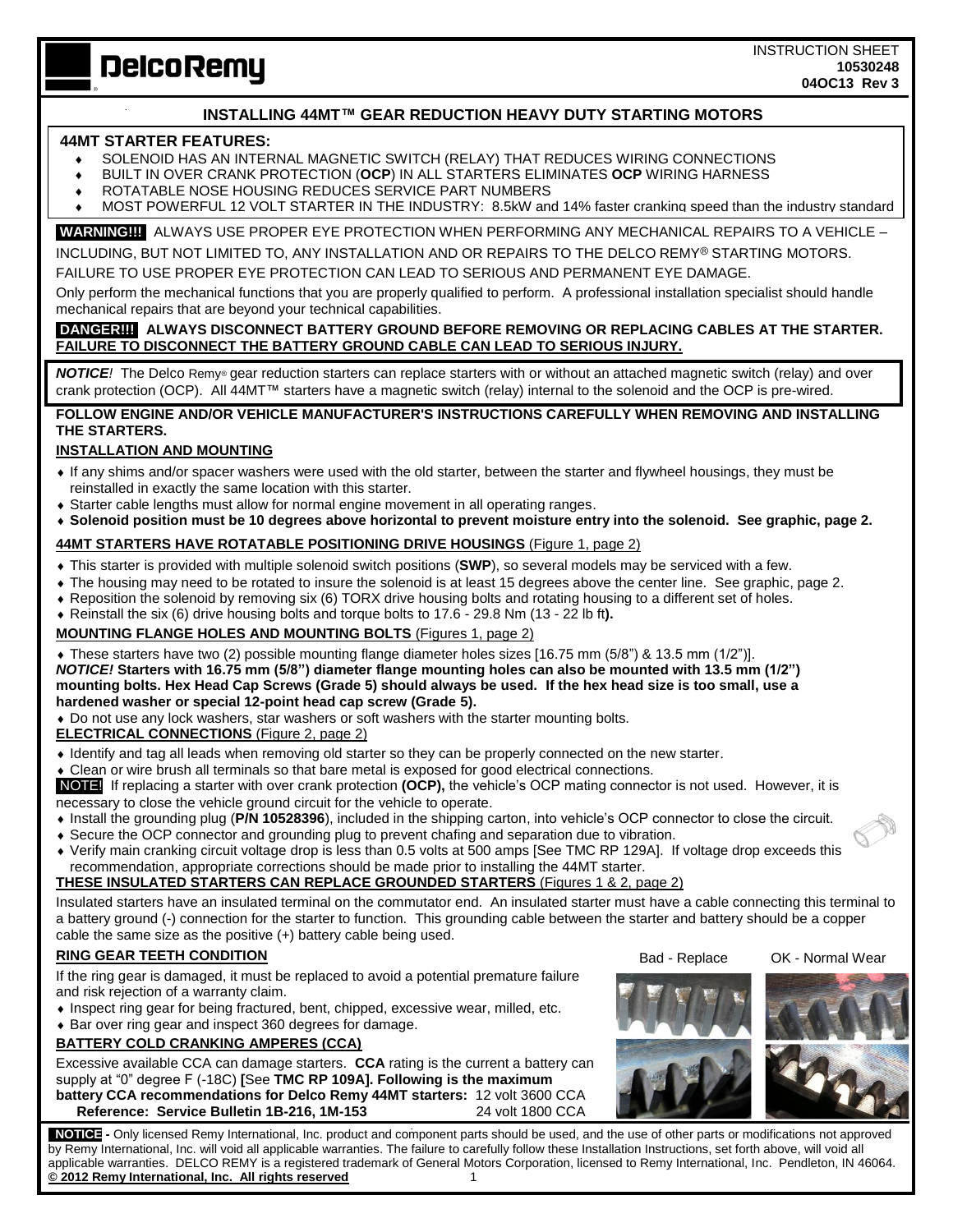DelcoRemy

INSTRUCTION SHEET
**10530248**
**04OC13 Rev 3**

# INSTALLING 44MT™ GEAR REDUCTION HEAVY DUTY STARTING MOTORS

## 44MT STARTER FEATURES:

- SOLENOID HAS AN INTERNAL MAGNETIC SWITCH (RELAY) THAT REDUCES WIRING CONNECTIONS
- BUILT IN OVER CRANK PROTECTION (**OCP**) IN ALL STARTERS ELIMINATES **OCP** WIRING HARNESS
- ROTATABLE NOSE HOUSING REDUCES SERVICE PART NUMBERS
- MOST POWERFUL 12 VOLT STARTER IN THE INDUSTRY: 8.5kW and 14% faster cranking speed than the industry standard

**WARNING!!!** ALWAYS USE PROPER EYE PROTECTION WHEN PERFORMING ANY MECHANICAL REPAIRS TO A VEHICLE – INCLUDING, BUT NOT LIMITED TO, ANY INSTALLATION AND OR REPAIRS TO THE DELCO REMY® STARTING MOTORS. FAILURE TO USE PROPER EYE PROTECTION CAN LEAD TO SERIOUS AND PERMANENT EYE DAMAGE.

Only perform the mechanical functions that you are properly qualified to perform. A professional installation specialist should handle mechanical repairs that are beyond your technical capabilities.

**DANGER!!! ALWAYS DISCONNECT BATTERY GROUND BEFORE REMOVING OR REPLACING CABLES AT THE STARTER. FAILURE TO DISCONNECT THE BATTERY GROUND CABLE CAN LEAD TO SERIOUS INJURY.**

***NOTICE!*** The Delco Remy® gear reduction starters can replace starters with or without an attached magnetic switch (relay) and over crank protection (OCP). All 44MT™ starters have a magnetic switch (relay) internal to the solenoid and the OCP is pre-wired.

**FOLLOW ENGINE AND/OR VEHICLE MANUFACTURER'S INSTRUCTIONS CAREFULLY WHEN REMOVING AND INSTALLING THE STARTERS.**

## INSTALLATION AND MOUNTING

- If any shims and/or spacer washers were used with the old starter, between the starter and flywheel housings, they must be reinstalled in exactly the same location with this starter.
- Starter cable lengths must allow for normal engine movement in all operating ranges.
- **Solenoid position must be 10 degrees above horizontal to prevent moisture entry into the solenoid. See graphic, page 2.**

## 44MT STARTERS HAVE ROTATABLE POSITIONING DRIVE HOUSINGS (Figure 1, page 2)

- This starter is provided with multiple solenoid switch positions (**SWP**), so several models may be serviced with a few.
- The housing may need to be rotated to insure the solenoid is at least 15 degrees above the center line. See graphic, page 2.
- Reposition the solenoid by removing six (6) TORX drive housing bolts and rotating housing to a different set of holes.
- Reinstall the six (6) drive housing bolts and torque bolts to 17.6 - 29.8 Nm (13 - 22 lb ft**).**

## MOUNTING FLANGE HOLES AND MOUNTING BOLTS (Figures 1, page 2)

- These starters have two (2) possible mounting flange diameter holes sizes [16.75 mm (5/8") & 13.5 mm (1/2")].

***NOTICE!* Starters with 16.75 mm (5/8") diameter flange mounting holes can also be mounted with 13.5 mm (1/2") mounting bolts. Hex Head Cap Screws (Grade 5) should always be used. If the hex head size is too small, use a hardened washer or special 12-point head cap screw (Grade 5).**

- Do not use any lock washers, star washers or soft washers with the starter mounting bolts.

## ELECTRICAL CONNECTIONS (Figure 2, page 2)

- Identify and tag all leads when removing old starter so they can be properly connected on the new starter.
- Clean or wire brush all terminals so that bare metal is exposed for good electrical connections.

NOTE! If replacing a starter with over crank protection **(OCP),** the vehicle's OCP mating connector is not used. However, it is necessary to close the vehicle ground circuit for the vehicle to operate.

- Install the grounding plug (**P/N 10528396**), included in the shipping carton, into vehicle's OCP connector to close the circuit.
- Secure the OCP connector and grounding plug to prevent chafing and separation due to vibration.
- Verify main cranking circuit voltage drop is less than 0.5 volts at 500 amps [See TMC RP 129A]. If voltage drop exceeds this recommendation, appropriate corrections should be made prior to installing the 44MT starter.

## THESE INSULATED STARTERS CAN REPLACE GROUNDED STARTERS (Figures 1 & 2, page 2)

Insulated starters have an insulated terminal on the commutator end. An insulated starter must have a cable connecting this terminal to a battery ground (-) connection for the starter to function. This grounding cable between the starter and battery should be a copper cable the same size as the positive (+) battery cable being used.

## RING GEAR TEETH CONDITION

If the ring gear is damaged, it must be replaced to avoid a potential premature failure and risk rejection of a warranty claim.

- Inspect ring gear for being fractured, bent, chipped, excessive wear, milled, etc.
- Bar over ring gear and inspect 360 degrees for damage.

Bad - Replace    OK - Normal Wear

## BATTERY COLD CRANKING AMPERES (CCA)

Excessive available CCA can damage starters. **CCA** rating is the current a battery can supply at "0" degree F (-18C) **[**See **TMC RP 109A]. Following is the maximum battery CCA recommendations for Delco Remy 44MT starters:** 12 volt 3600 CCA

**Reference: Service Bulletin 1B-216, 1M-153** 24 volt 1800 CCA

**NOTICE -** Only licensed Remy International, Inc. product and component parts should be used, and the use of other parts or modifications not approved by Remy International, Inc. will void all applicable warranties. The failure to carefully follow these Installation Instructions, set forth above, will void all applicable warranties. DELCO REMY is a registered trademark of General Motors Corporation, licensed to Remy International, Inc. Pendleton, IN 46064.
**© 2012 Remy International, Inc. All rights reserved**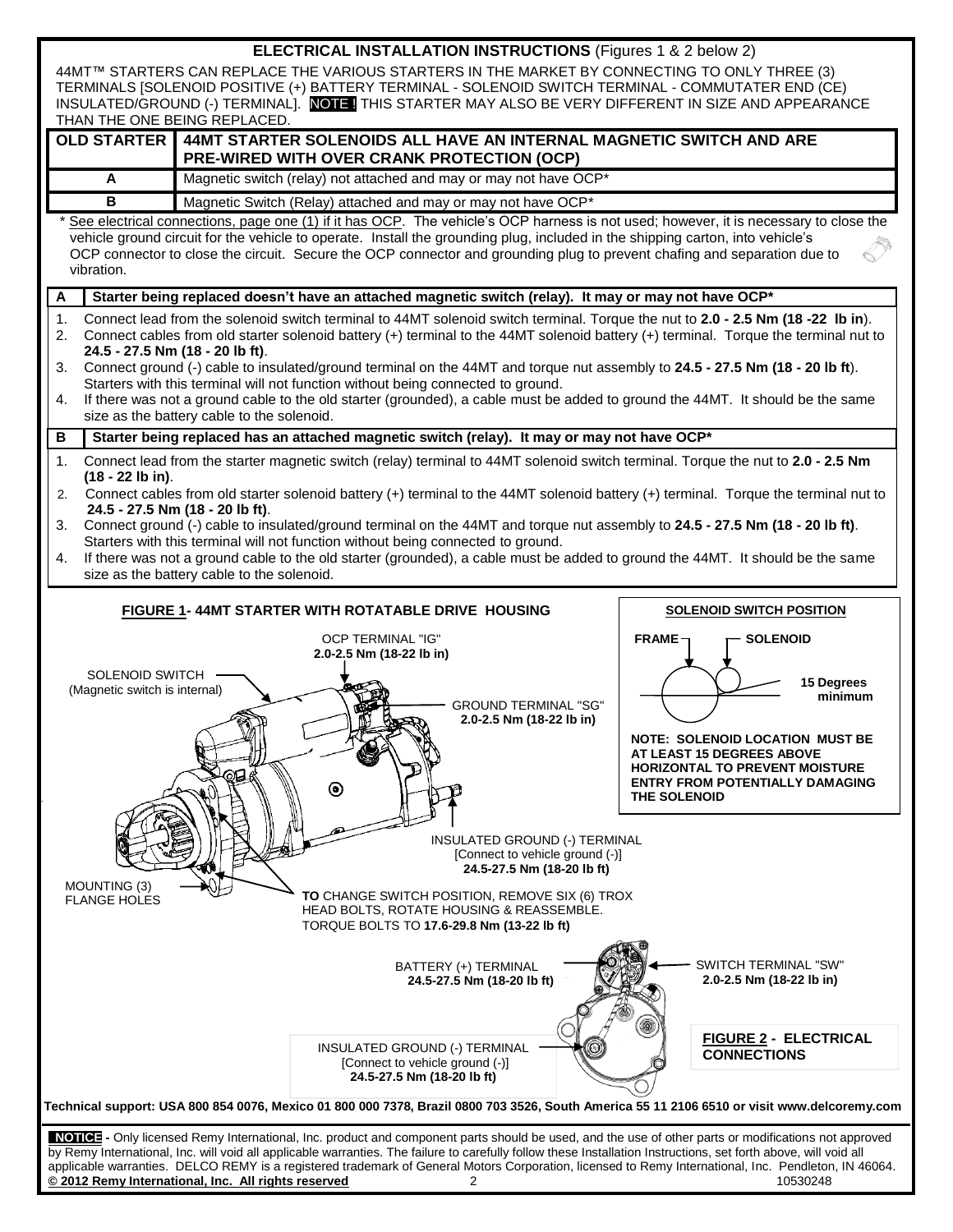## ELECTRICAL INSTALLATION INSTRUCTIONS (Figures 1 & 2 below 2)

44MT™ STARTERS CAN REPLACE THE VARIOUS STARTERS IN THE MARKET BY CONNECTING TO ONLY THREE (3) TERMINALS [SOLENOID POSITIVE (+) BATTERY TERMINAL - SOLENOID SWITCH TERMINAL - COMMUTATER END (CE) INSULATED/GROUND (-) TERMINAL]. **NOTE !** THIS STARTER MAY ALSO BE VERY DIFFERENT IN SIZE AND APPEARANCE THAN THE ONE BEING REPLACED.

| OLD STARTER | 44MT STARTER SOLENOIDS ALL HAVE AN INTERNAL MAGNETIC SWITCH AND ARE PRE-WIRED WITH OVER CRANK PROTECTION (OCP) |
|---|---|
| A | Magnetic switch (relay) not attached and may or may not have OCP* |
| B | Magnetic Switch (Relay) attached and may or may not have OCP* |

\* See electrical connections, page one (1) if it has OCP. The vehicle's OCP harness is not used; however, it is necessary to close the vehicle ground circuit for the vehicle to operate. Install the grounding plug, included in the shipping carton, into vehicle's OCP connector to close the circuit. Secure the OCP connector and grounding plug to prevent chafing and separation due to vibration.

### A Starter being replaced doesn't have an attached magnetic switch (relay). It may or may not have OCP*

1. Connect lead from the solenoid switch terminal to 44MT solenoid switch terminal. Torque the nut to **2.0 - 2.5 Nm (18 -22 lb in)**.
2. Connect cables from old starter solenoid battery (+) terminal to the 44MT solenoid battery (+) terminal. Torque the terminal nut to **24.5 - 27.5 Nm (18 - 20 lb ft)**.
3. Connect ground (-) cable to insulated/ground terminal on the 44MT and torque nut assembly to **24.5 - 27.5 Nm (18 - 20 lb ft)**. Starters with this terminal will not function without being connected to ground.
4. If there was not a ground cable to the old starter (grounded), a cable must be added to ground the 44MT. It should be the same size as the battery cable to the solenoid.

### B Starter being replaced has an attached magnetic switch (relay). It may or may not have OCP*

1. Connect lead from the starter magnetic switch (relay) terminal to 44MT solenoid switch terminal. Torque the nut to **2.0 - 2.5 Nm (18 - 22 lb in)**.
2. Connect cables from old starter solenoid battery (+) terminal to the 44MT solenoid battery (+) terminal. Torque the terminal nut to **24.5 - 27.5 Nm (18 - 20 lb ft)**.
3. Connect ground (-) cable to insulated/ground terminal on the 44MT and torque nut assembly to **24.5 - 27.5 Nm (18 - 20 lb ft)**. Starters with this terminal will not function without being connected to ground.
4. If there was not a ground cable to the old starter (grounded), a cable must be added to ground the 44MT. It should be the same size as the battery cable to the solenoid.

**FIGURE 1- 44MT STARTER WITH ROTATABLE DRIVE HOUSING**

OCP TERMINAL "IG"
**2.0-2.5 Nm (18-22 lb in)**

SOLENOID SWITCH
(Magnetic switch is internal)

GROUND TERMINAL "SG"
**2.0-2.5 Nm (18-22 lb in)**

INSULATED GROUND (-) TERMINAL
[Connect to vehicle ground (-)]
**24.5-27.5 Nm (18-20 lb ft)**

MOUNTING (3)
FLANGE HOLES

**TO** CHANGE SWITCH POSITION, REMOVE SIX (6) TROX HEAD BOLTS, ROTATE HOUSING & REASSEMBLE. TORQUE BOLTS TO **17.6-29.8 Nm (13-22 lb ft)**

**SOLENOID SWITCH POSITION**

FRAME

SOLENOID

15 Degrees minimum

**NOTE: SOLENOID LOCATION MUST BE AT LEAST 15 DEGREES ABOVE HORIZONTAL TO PREVENT MOISTURE ENTRY FROM POTENTIALLY DAMAGING THE SOLENOID**

BATTERY (+) TERMINAL
**24.5-27.5 Nm (18-20 lb ft)**

SWITCH TERMINAL "SW"
**2.0-2.5 Nm (18-22 lb in)**

INSULATED GROUND (-) TERMINAL
[Connect to vehicle ground (-)]
**24.5-27.5 Nm (18-20 lb ft)**

**FIGURE 2 - ELECTRICAL CONNECTIONS**

**Technical support: USA 800 854 0076, Mexico 01 800 000 7378, Brazil 0800 703 3526, South America 55 11 2106 6510 or visit www.delcoremy.com**

**NOTICE -** Only licensed Remy International, Inc. product and component parts should be used, and the use of other parts or modifications not approved by Remy International, Inc. will void all applicable warranties. The failure to carefully follow these Installation Instructions, set forth above, will void all applicable warranties. DELCO REMY is a registered trademark of General Motors Corporation, licensed to Remy International, Inc. Pendleton, IN 46064.

**© 2012 Remy International, Inc. All rights reserved** 10530248